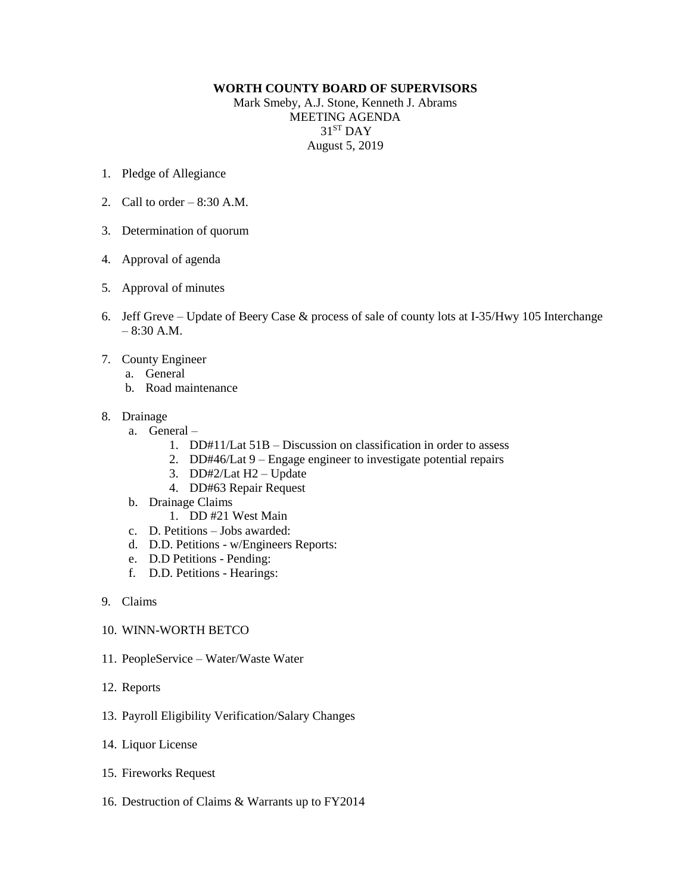**WORTH COUNTY BOARD OF SUPERVISORS**

Mark Smeby, A.J. Stone, Kenneth J. Abrams

MEETING AGENDA

31ST DAY

August 5, 2019

1. Pledge of Allegiance

2. Call to order – 8:30 A.M.

3. Determination of quorum

4. Approval of agenda

5. Approval of minutes

6. Jeff Greve – Update of Beery Case & process of sale of county lots at I-35/Hwy 105 Interchange – 8:30 A.M.

7. County Engineer
   a. General
   b. Road maintenance

8. Drainage
   a. General –
      1. DD#11/Lat 51B – Discussion on classification in order to assess
      2. DD#46/Lat 9 – Engage engineer to investigate potential repairs
      3. DD#2/Lat H2 – Update
      4. DD#63 Repair Request
   b. Drainage Claims
      1. DD #21 West Main
   c. D. Petitions – Jobs awarded:
   d. D.D. Petitions - w/Engineers Reports:
   e. D.D Petitions - Pending:
   f. D.D. Petitions - Hearings:

9. Claims

10. WINN-WORTH BETCO

11. PeopleService – Water/Waste Water

12. Reports

13. Payroll Eligibility Verification/Salary Changes

14. Liquor License

15. Fireworks Request

16. Destruction of Claims & Warrants up to FY2014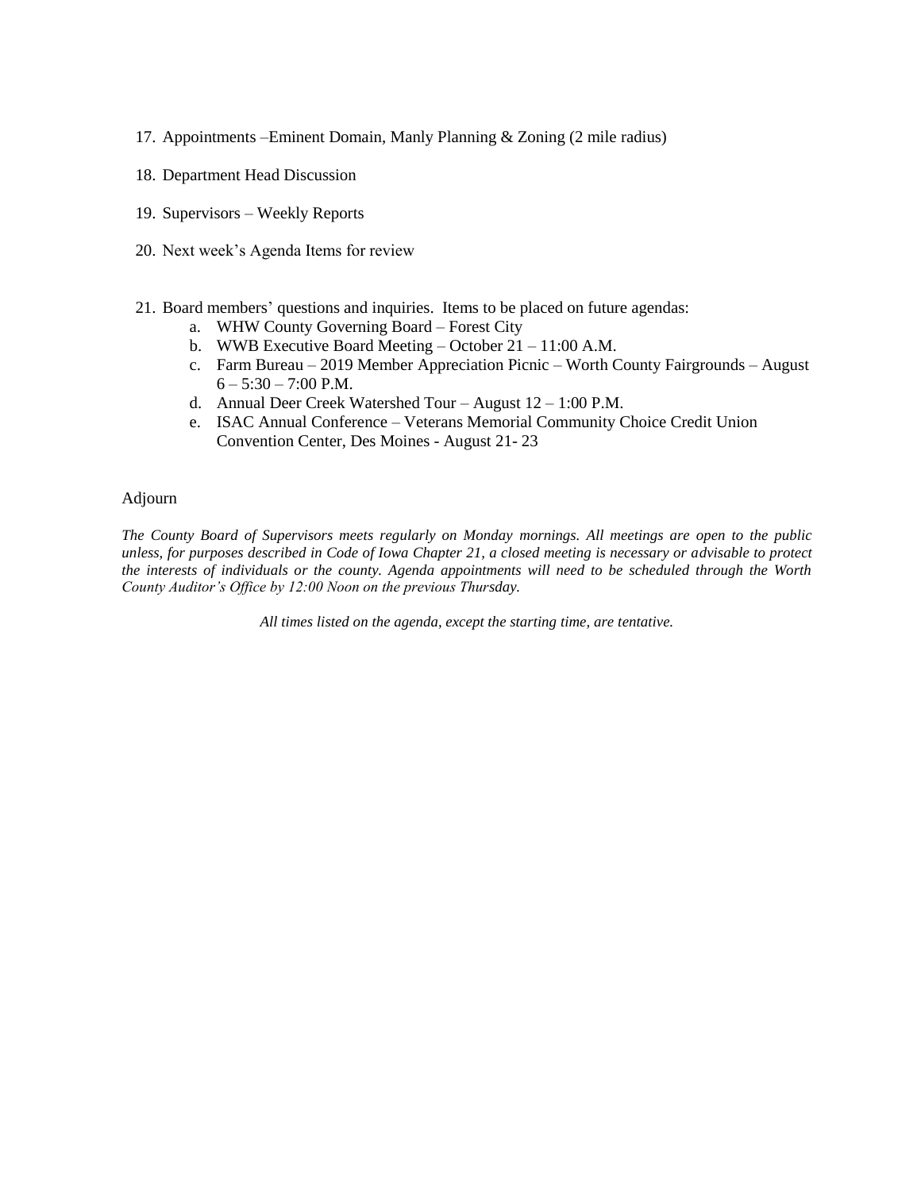17. Appointments –Eminent Domain, Manly Planning & Zoning (2 mile radius)

18. Department Head Discussion

19. Supervisors – Weekly Reports

20. Next week's Agenda Items for review

21. Board members' questions and inquiries. Items to be placed on future agendas:
    a. WHW County Governing Board – Forest City
    b. WWB Executive Board Meeting – October 21 – 11:00 A.M.
    c. Farm Bureau – 2019 Member Appreciation Picnic – Worth County Fairgrounds – August 6 – 5:30 – 7:00 P.M.
    d. Annual Deer Creek Watershed Tour – August 12 – 1:00 P.M.
    e. ISAC Annual Conference – Veterans Memorial Community Choice Credit Union Convention Center, Des Moines - August 21- 23

Adjourn

*The County Board of Supervisors meets regularly on Monday mornings. All meetings are open to the public unless, for purposes described in Code of Iowa Chapter 21, a closed meeting is necessary or advisable to protect the interests of individuals or the county. Agenda appointments will need to be scheduled through the Worth County Auditor's Office by 12:00 Noon on the previous Thursday.*

*All times listed on the agenda, except the starting time, are tentative.*